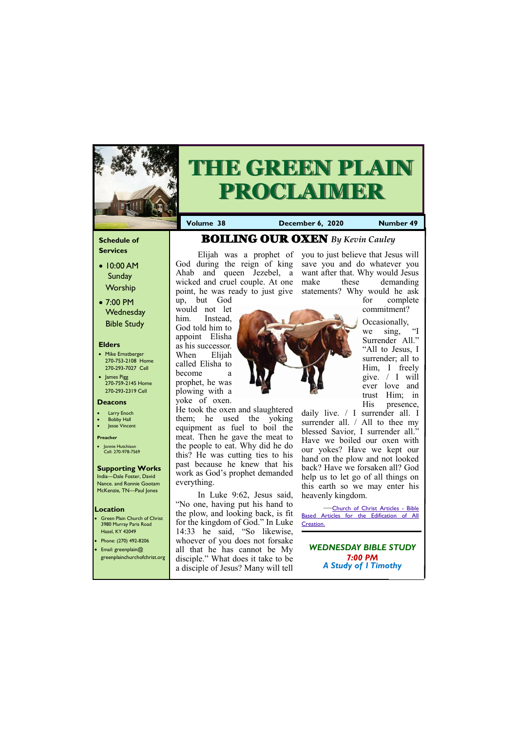# THE GREEN PLAIN PROCLAIMER

**Volume 38** | **December 6, 2020** | **Number 49**

### Schedule of Services

- 10:00 AM Sunday Worship
- 7:00 PM Wednesday Bible Study

### Elders

- Mike Ernstberger
  270-753-2108 Home
  270-293-7027 Cell
- James Pigg
  270-759-2145 Home
  270-293-2319 Cell

### Deacons

- Larry Enoch
- Bobby Hall
- Jesse Vincent

### Preacher

- Jonnie Hutchison
  Cell: 270-978-7569

### Supporting Works

India—Dale Foster, David Nance. and Ronnie Gootam
McKenzie, TN—Paul Jones

### Location

- Green Plain Church of Christ
  3980 Murray Paris Road
  Hazel, KY 42049
- Phone: (270) 492-8206
- Email: greenplain@greenplainchurchofchrist.org

## BOILING OUR OXEN *By Kevin Cauley*

Elijah was a prophet of God during the reign of king Ahab and queen Jezebel, a wicked and cruel couple. At one point, he was ready to just give up, but God would not let him. Instead, God told him to appoint Elisha as his successor. When Elijah called Elisha to become a prophet, he was plowing with a yoke of oxen. He took the oxen and slaughtered them; he used the yoking equipment as fuel to boil the meat. Then he gave the meat to the people to eat. Why did he do this? He was cutting ties to his past because he knew that his work as God's prophet demanded everything.

In Luke 9:62, Jesus said, "No one, having put his hand to the plow, and looking back, is fit for the kingdom of God." In Luke 14:33 he said, "So likewise, whoever of you does not forsake all that he has cannot be My disciple." What does it take to be a disciple of Jesus? Many will tell you to just believe that Jesus will save you and do whatever you want after that. Why would Jesus make these demanding statements? Why would he ask for complete commitment?

Occasionally, we sing, "I Surrender All." "All to Jesus, I surrender; all to Him, I freely give. / I will ever love and trust Him; in His presence, daily live. / I surrender all. I surrender all. / All to thee my blessed Savior, I surrender all." Have we boiled our oxen with our yokes? Have we kept our hand on the plow and not looked back? Have we forsaken all? God help us to let go of all things on this earth so we may enter his heavenly kingdom.

—Church of Christ Articles - Bible Based Articles for the Edification of All Creation.

**WEDNESDAY BIBLE STUDY**
**7:00 PM**
***A Study of I Timothy***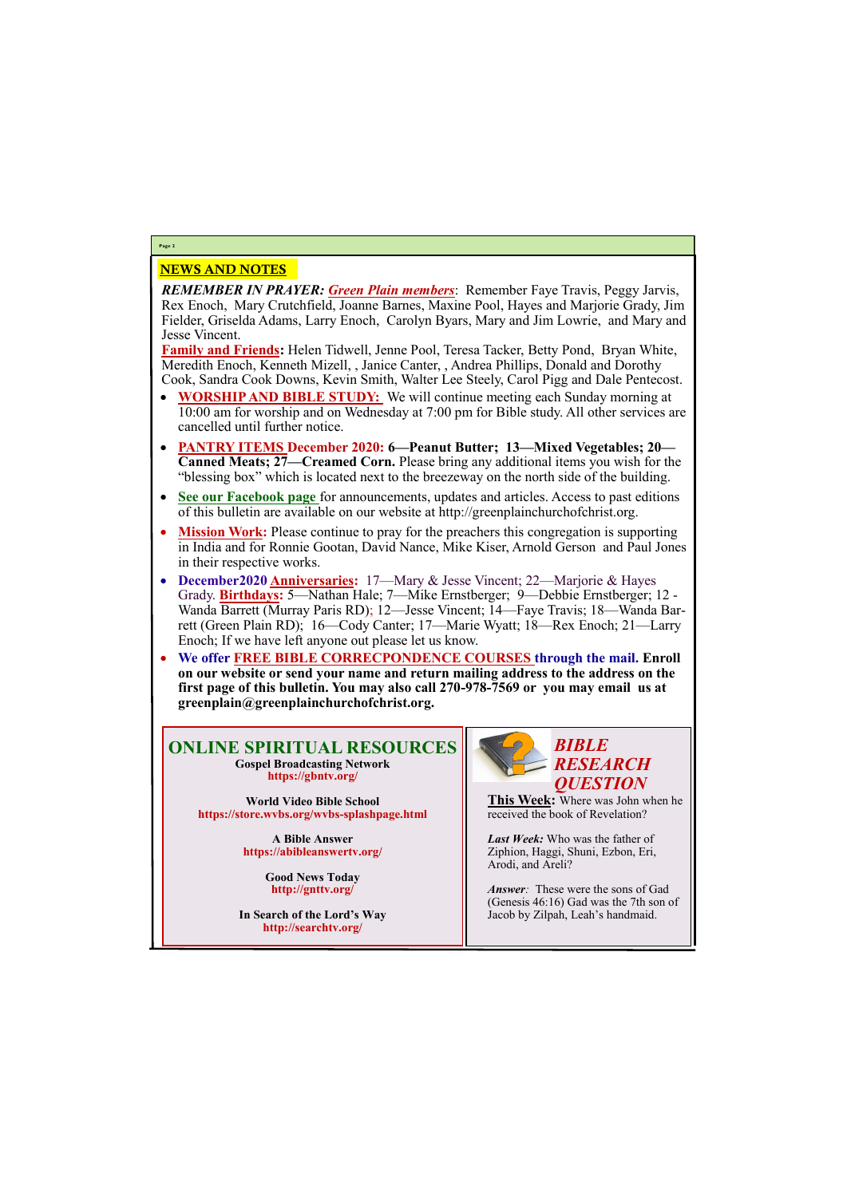## NEWS AND NOTES

***REMEMBER IN PRAYER: Green Plain members***: Remember Faye Travis, Peggy Jarvis, Rex Enoch, Mary Crutchfield, Joanne Barnes, Maxine Pool, Hayes and Marjorie Grady, Jim Fielder, Griselda Adams, Larry Enoch, Carolyn Byars, Mary and Jim Lowrie, and Mary and Jesse Vincent.

**Family and Friends:** Helen Tidwell, Jenne Pool, Teresa Tacker, Betty Pond, Bryan White, Meredith Enoch, Kenneth Mizell, , Janice Canter, , Andrea Phillips, Donald and Dorothy Cook, Sandra Cook Downs, Kevin Smith, Walter Lee Steely, Carol Pigg and Dale Pentecost.

- **WORSHIP AND BIBLE STUDY:** We will continue meeting each Sunday morning at 10:00 am for worship and on Wednesday at 7:00 pm for Bible study. All other services are cancelled until further notice.
- **PANTRY ITEMS December 2020: 6—Peanut Butter; 13—Mixed Vegetables; 20—Canned Meats; 27—Creamed Corn.** Please bring any additional items you wish for the "blessing box" which is located next to the breezeway on the north side of the building.
- **See our Facebook page** for announcements, updates and articles. Access to past editions of this bulletin are available on our website at http://greenplainchurchofchrist.org.
- **Mission Work:** Please continue to pray for the preachers this congregation is supporting in India and for Ronnie Gootan, David Nance, Mike Kiser, Arnold Gerson and Paul Jones in their respective works.
- **December2020 Anniversaries:** 17—Mary & Jesse Vincent; 22—Marjorie & Hayes Grady. **Birthdays:** 5—Nathan Hale; 7—Mike Ernstberger; 9—Debbie Ernstberger; 12 - Wanda Barrett (Murray Paris RD); 12—Jesse Vincent; 14—Faye Travis; 18—Wanda Barrett (Green Plain RD); 16—Cody Canter; 17—Marie Wyatt; 18—Rex Enoch; 21—Larry Enoch; If we have left anyone out please let us know.
- **We offer FREE BIBLE CORRECPONDENCE COURSES through the mail. Enroll on our website or send your name and return mailing address to the address on the first page of this bulletin. You may also call 270-978-7569 or you may email us at greenplain@greenplainchurchofchrist.org.**

## ONLINE SPIRITUAL RESOURCES

**Gospel Broadcasting Network**
**https://gbntv.org/**

**World Video Bible School**
**https://store.wvbs.org/wvbs-splashpage.html**

**A Bible Answer**
**https://abibleanswertv.org/**

**Good News Today**
**http://gnttv.org/**

**In Search of the Lord's Way**
**http://searchtv.org/**

## *BIBLE RESEARCH QUESTION*

**This Week:** Where was John when he received the book of Revelation?

***Last Week:*** Who was the father of Ziphion, Haggi, Shuni, Ezbon, Eri, Arodi, and Areli?

***Answer:*** These were the sons of Gad (Genesis 46:16) Gad was the 7th son of Jacob by Zilpah, Leah's handmaid.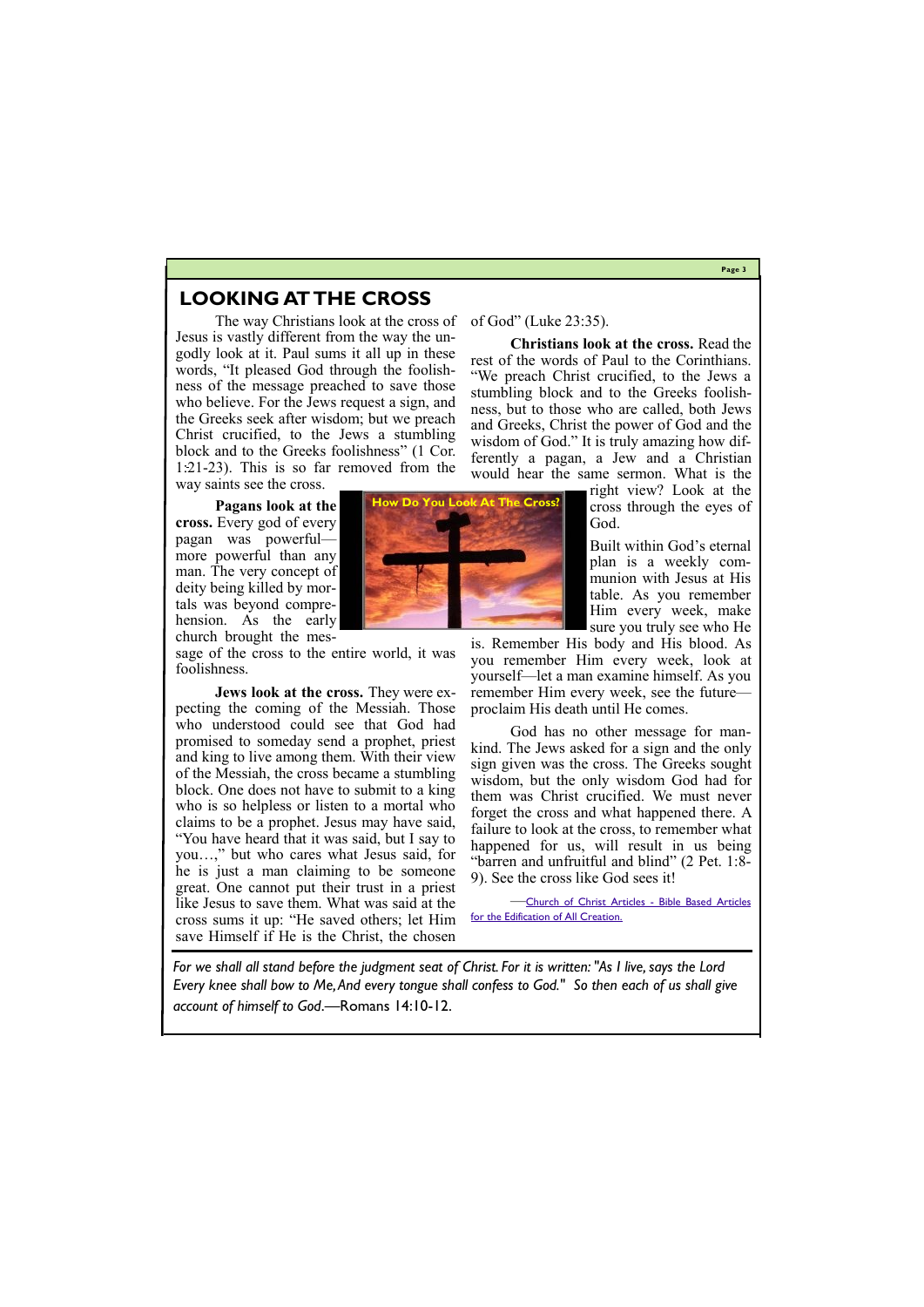# LOOKING AT THE CROSS

The way Christians look at the cross of Jesus is vastly different from the way the ungodly look at it. Paul sums it all up in these words, "It pleased God through the foolishness of the message preached to save those who believe. For the Jews request a sign, and the Greeks seek after wisdom; but we preach Christ crucified, to the Jews a stumbling block and to the Greeks foolishness" (1 Cor. 1:21-23). This is so far removed from the way saints see the cross.

**Pagans look at the cross.** Every god of every pagan was powerful—more powerful than any man. The very concept of deity being killed by mortals was beyond comprehension. As the early church brought the message of the cross to the entire world, it was foolishness.

**Jews look at the cross.** They were expecting the coming of the Messiah. Those who understood could see that God had promised to someday send a prophet, priest and king to live among them. With their view of the Messiah, the cross became a stumbling block. One does not have to submit to a king who is so helpless or listen to a mortal who claims to be a prophet. Jesus may have said, "You have heard that it was said, but I say to you…," but who cares what Jesus said, for he is just a man claiming to be someone great. One cannot put their trust in a priest like Jesus to save them. What was said at the cross sums it up: "He saved others; let Him save Himself if He is the Christ, the chosen of God" (Luke 23:35).

**Christians look at the cross.** Read the rest of the words of Paul to the Corinthians. "We preach Christ crucified, to the Jews a stumbling block and to the Greeks foolishness, but to those who are called, both Jews and Greeks, Christ the power of God and the wisdom of God." It is truly amazing how differently a pagan, a Jew and a Christian would hear the same sermon. What is the right view? Look at the cross through the eyes of God.

Built within God's eternal plan is a weekly communion with Jesus at His table. As you remember Him every week, make sure you truly see who He is. Remember His body and His blood. As you remember Him every week, look at yourself—let a man examine himself. As you remember Him every week, see the future—proclaim His death until He comes.

God has no other message for mankind. The Jews asked for a sign and the only sign given was the cross. The Greeks sought wisdom, but the only wisdom God had for them was Christ crucified. We must never forget the cross and what happened there. A failure to look at the cross, to remember what happened for us, will result in us being "barren and unfruitful and blind" (2 Pet. 1:8-9). See the cross like God sees it!

—Church of Christ Articles - Bible Based Articles for the Edification of All Creation.

*For we shall all stand before the judgment seat of Christ. For it is written: "As I live, says the Lord Every knee shall bow to Me, And every tongue shall confess to God." So then each of us shall give account of himself to God.*—Romans 14:10-12.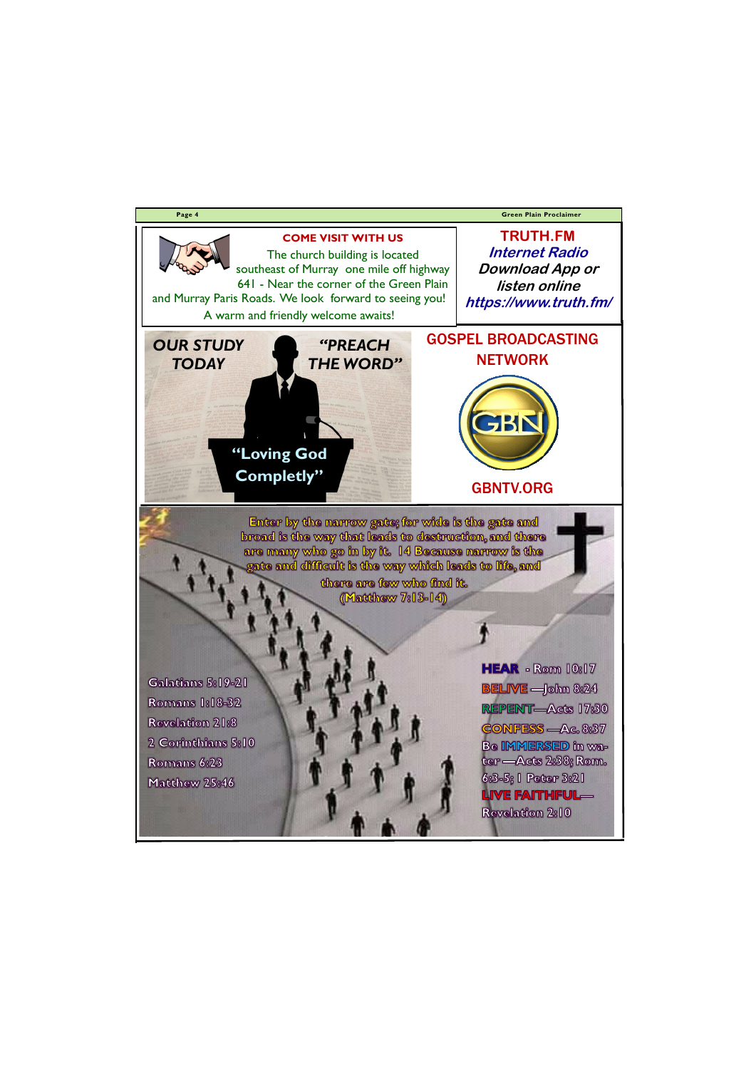## COME VISIT WITH US

The church building is located southeast of Murray one mile off highway 641 - Near the corner of the Green Plain and Murray Paris Roads. We look forward to seeing you!

A warm and friendly welcome awaits!

## TRUTH.FM

*Internet Radio*

*Download App or listen online*

*https://www.truth.fm/*

*OUR STUDY TODAY*

*"PREACH THE WORD"*

**"Loving God Completly"**

## GOSPEL BROADCASTING NETWORK

GBN

GBNTV.ORG

Enter by the narrow gate; for wide is the gate and broad is the way that leads to destruction, and there are many who go in by it. 14 Because narrow is the gate and difficult is the way which leads to life, and there are few who find it.
(Matthew 7:13-14)

Galatians 5:19-21
Romans 1:18-32
Revelation 21:8
2 Corinthians 5:10
Romans 6:23
Matthew 25:46

**HEAR** - Rom 10:17
**BELIVE** —John 8:24
**REPENT**—Acts 17:30
**CONFESS** —Ac. 8:37
Be **IMMERSED** in water —Acts 2:38; Rom. 6:3-5; 1 Peter 3:21
**LIVE FAITHFUL**—Revelation 2:10